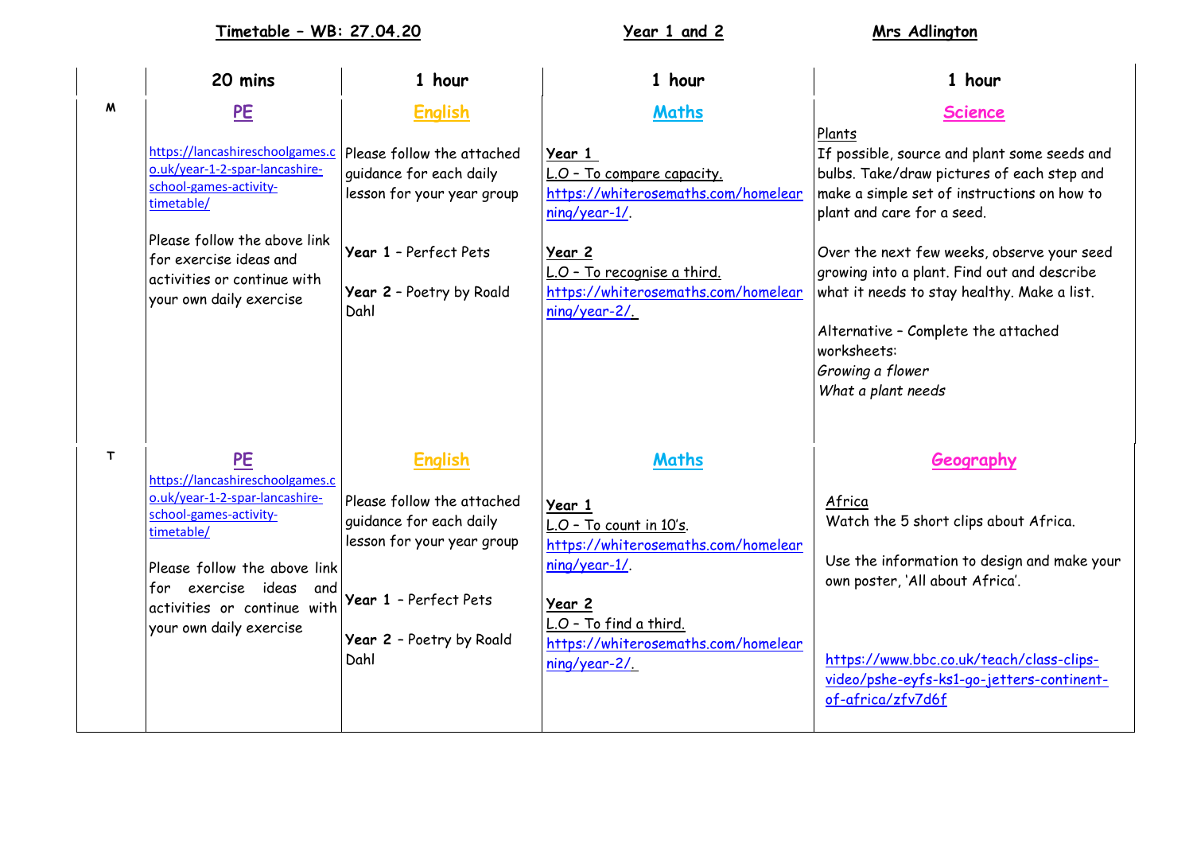**Timetable – WB: 27.04.20** | **Year 1 and 2** | **Mrs Adlington**

| | 20 mins | 1 hour | 1 hour | 1 hour |
|---|---|---|---|---|
| M | **PE**<br><br>https://lancashireschoolgames.co.uk/year-1-2-spar-lancashire-school-games-activity-timetable/<br><br>Please follow the above link for exercise ideas and activities or continue with your own daily exercise | **English**<br><br>Please follow the attached guidance for each daily lesson for your year group<br><br>**Year 1** – Perfect Pets<br><br>**Year 2** – Poetry by Roald Dahl | **Maths**<br><br>**Year 1**<br>L.O – To compare capacity.<br>https://whiterosemaths.com/homelearning/year-1/.<br><br>**Year 2**<br>L.O – To recognise a third.<br>https://whiterosemaths.com/homelearning/year-2/. | **Science**<br><br>Plants<br>If possible, source and plant some seeds and bulbs. Take/draw pictures of each step and make a simple set of instructions on how to plant and care for a seed.<br><br>Over the next few weeks, observe your seed growing into a plant. Find out and describe what it needs to stay healthy. Make a list.<br><br>Alternative – Complete the attached worksheets:<br>*Growing a flower*<br>*What a plant needs* |
| T | **PE**<br><br>https://lancashireschoolgames.co.uk/year-1-2-spar-lancashire-school-games-activity-timetable/<br><br>Please follow the above link for exercise ideas and activities or continue with your own daily exercise | **English**<br><br>Please follow the attached guidance for each daily lesson for your year group<br><br>**Year 1** – Perfect Pets<br><br>**Year 2** – Poetry by Roald Dahl | **Maths**<br><br>**Year 1**<br>L.O – To count in 10's.<br>https://whiterosemaths.com/homelearning/year-1/.<br><br>**Year 2**<br>L.O – To find a third.<br>https://whiterosemaths.com/homelearning/year-2/. | **Geography**<br><br>Africa<br>Watch the 5 short clips about Africa.<br><br>Use the information to design and make your own poster, 'All about Africa'.<br><br>https://www.bbc.co.uk/teach/class-clips-video/pshe-eyfs-ks1-go-jetters-continent-of-africa/zfv7d6f |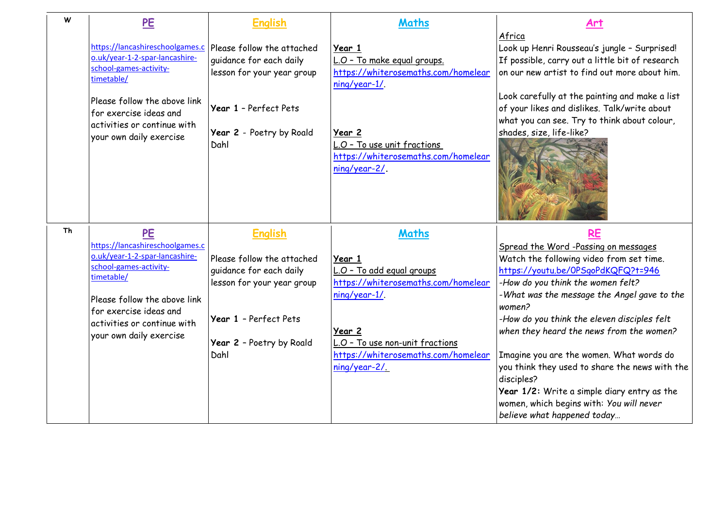| | PE | English | Maths | Art |
|---|---|---|---|---|
| W | https://lancashireschoolgames.co.uk/year-1-2-spar-lancashire-school-games-activity-timetable/<br><br>Please follow the above link for exercise ideas and activities or continue with your own daily exercise | Please follow the attached guidance for each daily lesson for your year group<br><br>**Year 1** - Perfect Pets<br><br>**Year 2** - Poetry by Roald Dahl | **Year 1**<br>L.O – To make equal groups.<br>https://whiterosemaths.com/homelearning/year-1/.<br><br>**Year 2**<br>L.O – To use unit fractions<br>https://whiterosemaths.com/homelearning/year-2/. | Africa<br>Look up Henri Rousseau's jungle – Surprised! If possible, carry out a little bit of research on our new artist to find out more about him.<br><br>Look carefully at the painting and make a list of your likes and dislikes. Talk/write about what you can see. Try to think about colour, shades, size, life-like? |
| | **PE** | **English** | **Maths** | **RE** |
| Th | https://lancashireschoolgames.co.uk/year-1-2-spar-lancashire-school-games-activity-timetable/<br><br>Please follow the above link for exercise ideas and activities or continue with your own daily exercise | Please follow the attached guidance for each daily lesson for your year group<br><br>**Year 1** - Perfect Pets<br><br>**Year 2** - Poetry by Roald Dahl | **Year 1**<br>L.O – To add equal groups<br>https://whiterosemaths.com/homelearning/year-1/.<br><br>**Year 2**<br>L.O – To use non-unit fractions<br>https://whiterosemaths.com/homelearning/year-2/. | Spread the Word -Passing on messages<br>Watch the following video from set time.<br>https://youtu.be/0PSgoPdKQFQ?t=946<br>*-How do you think the women felt?*<br>*-What was the message the Angel gave to the women?*<br>*-How do you think the eleven disciples felt when they heard the news from the women?*<br><br>Imagine you are the women. What words do you think they used to share the news with the disciples?<br>**Year 1/2:** Write a simple diary entry as the women, which begins with: *You will never believe what happened today…* |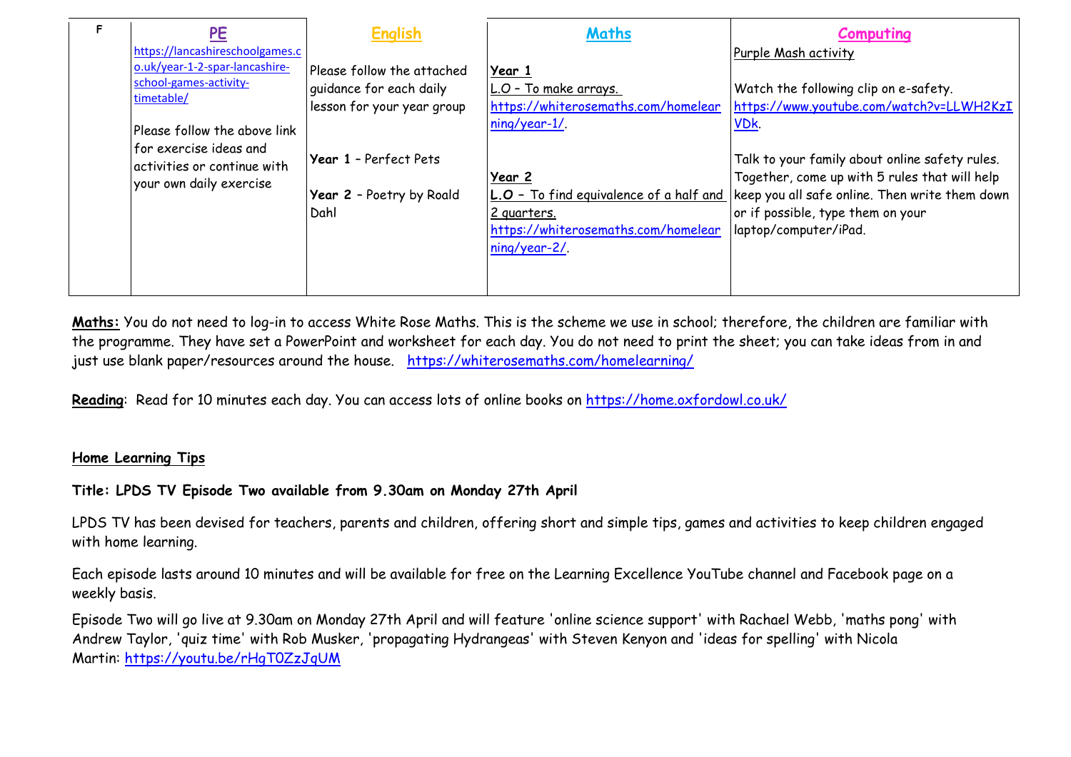| | | | | |
|---|---|---|---|---|
| F | **PE**<br>https://lancashireschoolgames.co.uk/year-1-2-spar-lancashire-school-games-activity-timetable/<br><br>Please follow the above link for exercise ideas and activities or continue with your own daily exercise | **English**<br><br>Please follow the attached guidance for each daily lesson for your year group<br><br>**Year 1** – Perfect Pets<br><br>**Year 2** – Poetry by Roald Dahl | **Maths**<br><br>**Year 1**<br>L.O – To make arrays.<br>https://whiterosemaths.com/homelearning/year-1/.<br><br>**Year 2**<br>**L.O** – To find equivalence of a half and 2 quarters.<br>https://whiterosemaths.com/homelearning/year-2/. | **Computing**<br>Purple Mash activity<br><br>Watch the following clip on e-safety.<br>https://www.youtube.com/watch?v=LLWH2KzIVDk.<br><br>Talk to your family about online safety rules. Together, come up with 5 rules that will help keep you all safe online. Then write them down or if possible, type them on your laptop/computer/iPad. |

**Maths:** You do not need to log-in to access White Rose Maths. This is the scheme we use in school; therefore, the children are familiar with the programme. They have set a PowerPoint and worksheet for each day. You do not need to print the sheet; you can take ideas from in and just use blank paper/resources around the house. https://whiterosemaths.com/homelearning/

**Reading**: Read for 10 minutes each day. You can access lots of online books on https://home.oxfordowl.co.uk/

**Home Learning Tips**

**Title: LPDS TV Episode Two available from 9.30am on Monday 27th April**

LPDS TV has been devised for teachers, parents and children, offering short and simple tips, games and activities to keep children engaged with home learning.

Each episode lasts around 10 minutes and will be available for free on the Learning Excellence YouTube channel and Facebook page on a weekly basis.

Episode Two will go live at 9.30am on Monday 27th April and will feature 'online science support' with Rachael Webb, 'maths pong' with Andrew Taylor, 'quiz time' with Rob Musker, 'propagating Hydrangeas' with Steven Kenyon and 'ideas for spelling' with Nicola Martin: https://youtu.be/rHgT0ZzJqUM